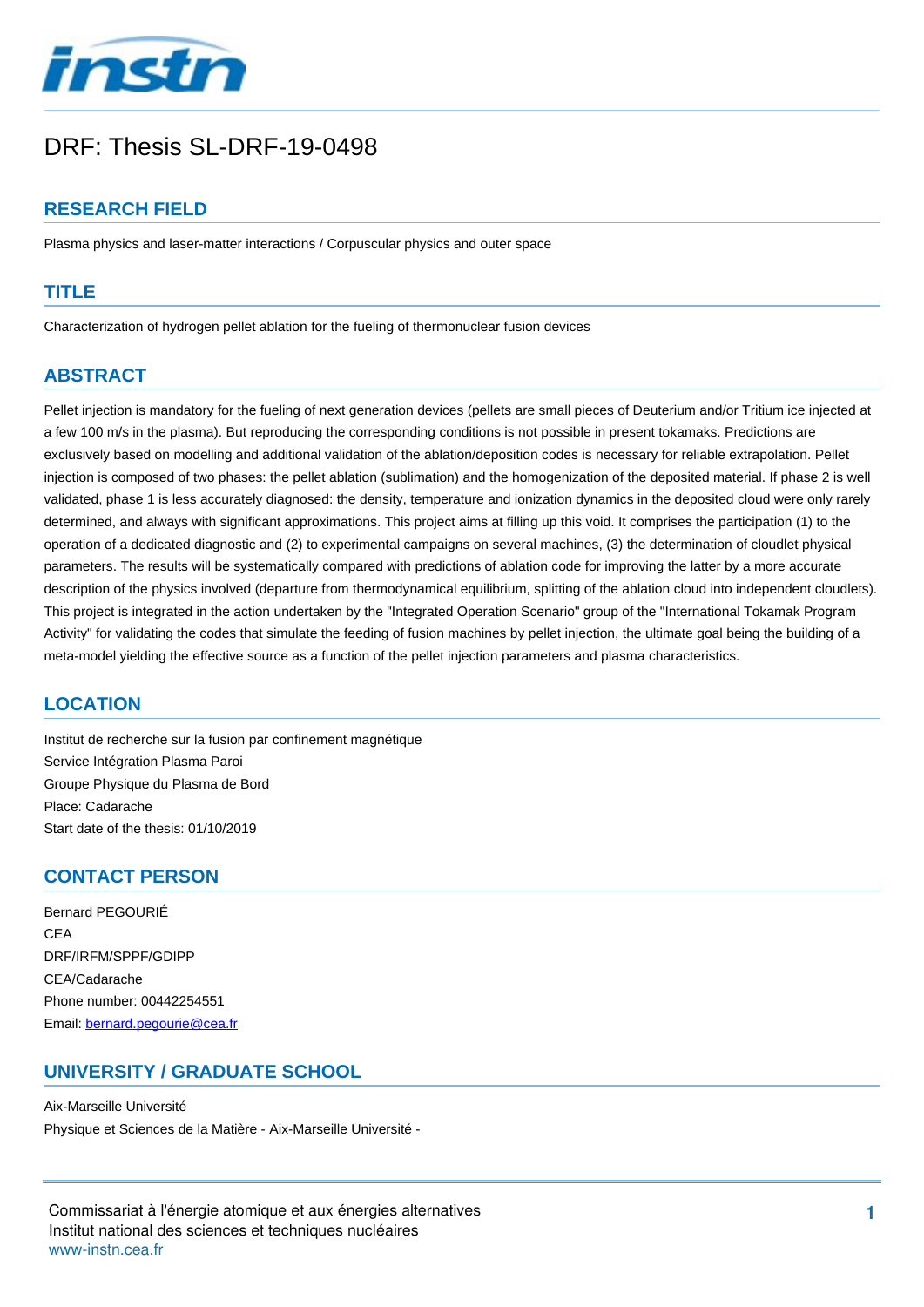# DRF: Thesis SL-DRF-19-0498

## RESEARCH FIELD

Plasma physics and laser-matter interactions / Corpuscular physics and outer space

## TITLE

Characterization of hydrogen pellet ablation for the fueling of thermonuclear fusion devices

## ABSTRACT

Pellet injection is mandatory for the fueling of next generation devices (pellets are small pieces of Deuterium and/or Tritium ice injected at a few 100 m/s in the plasma). But reproducing the corresponding conditions is not possible in present tokamaks. Predictions are exclusively based on modelling and additional validation of the ablation/deposition codes is necessary for reliable extrapolation. Pellet injection is composed of two phases: the pellet ablation (sublimation) and the homogenization of the deposited material. If phase 2 is well validated, phase 1 is less accurately diagnosed: the density, temperature and ionization dynamics in the deposited cloud were only rarely determined, and always with significant approximations. This project aims at filling up this void. It comprises the participation (1) to the operation of a dedicated diagnostic and (2) to experimental campaigns on several machines, (3) the determination of cloudlet physical parameters. The results will be systematically compared with predictions of ablation code for improving the latter by a more accurate description of the physics involved (departure from thermodynamical equilibrium, splitting of the ablation cloud into independent cloudlets). This project is integrated in the action undertaken by the "Integrated Operation Scenario" group of the "International Tokamak Program Activity" for validating the codes that simulate the feeding of fusion machines by pellet injection, the ultimate goal being the building of a meta-model yielding the effective source as a function of the pellet injection parameters and plasma characteristics.

## LOCATION

Institut de recherche sur la fusion par confinement magnétique
Service Intégration Plasma Paroi
Groupe Physique du Plasma de Bord
Place: Cadarache
Start date of the thesis: 01/10/2019

## CONTACT PERSON

Bernard PEGOURIÉ
CEA
DRF/IRFM/SPPF/GDIPP
CEA/Cadarache
Phone number: 00442254551
Email: bernard.pegourie@cea.fr

## UNIVERSITY / GRADUATE SCHOOL

Aix-Marseille Université
Physique et Sciences de la Matière - Aix-Marseille Université -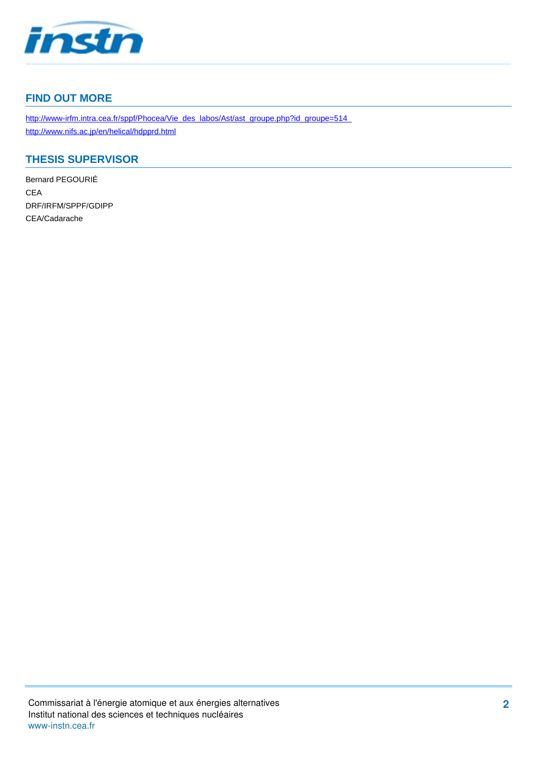## FIND OUT MORE

http://www-irfm.intra.cea.fr/sppf/Phocea/Vie_des_labos/Ast/ast_groupe.php?id_groupe=514

http://www.nifs.ac.jp/en/helical/hdpprd.html

## THESIS SUPERVISOR

Bernard PEGOURIÉ
CEA
DRF/IRFM/SPPF/GDIPP
CEA/Cadarache